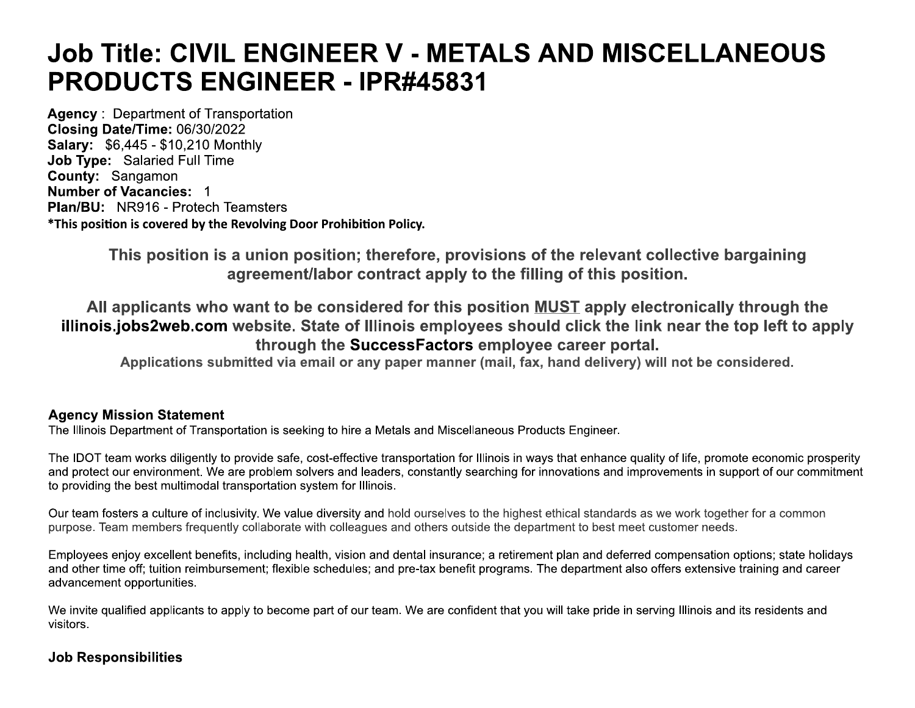# Job Title: CIVIL ENGINEER V - METALS AND MISCELLANEOUS PRODUCTS ENGINEER - IPR#45831

**Agency** : Department of Transportation
**Closing Date/Time:** 06/30/2022
**Salary:** $6,445 - $10,210 Monthly
**Job Type:** Salaried Full Time
**County:** Sangamon
**Number of Vacancies:** 1
**Plan/BU:** NR916 - Protech Teamsters
***This position is covered by the Revolving Door Prohibition Policy.**

**This position is a union position; therefore, provisions of the relevant collective bargaining agreement/labor contract apply to the filling of this position.**

**All applicants who want to be considered for this position MUST apply electronically through the illinois.jobs2web.com website. State of Illinois employees should click the link near the top left to apply through the SuccessFactors employee career portal.**

**Applications submitted via email or any paper manner (mail, fax, hand delivery) will not be considered.**

## Agency Mission Statement

The Illinois Department of Transportation is seeking to hire a Metals and Miscellaneous Products Engineer.

The IDOT team works diligently to provide safe, cost-effective transportation for Illinois in ways that enhance quality of life, promote economic prosperity and protect our environment. We are problem solvers and leaders, constantly searching for innovations and improvements in support of our commitment to providing the best multimodal transportation system for Illinois.

Our team fosters a culture of inclusivity. We value diversity and hold ourselves to the highest ethical standards as we work together for a common purpose. Team members frequently collaborate with colleagues and others outside the department to best meet customer needs.

Employees enjoy excellent benefits, including health, vision and dental insurance; a retirement plan and deferred compensation options; state holidays and other time off; tuition reimbursement; flexible schedules; and pre-tax benefit programs. The department also offers extensive training and career advancement opportunities.

We invite qualified applicants to apply to become part of our team. We are confident that you will take pride in serving Illinois and its residents and visitors.

## Job Responsibilities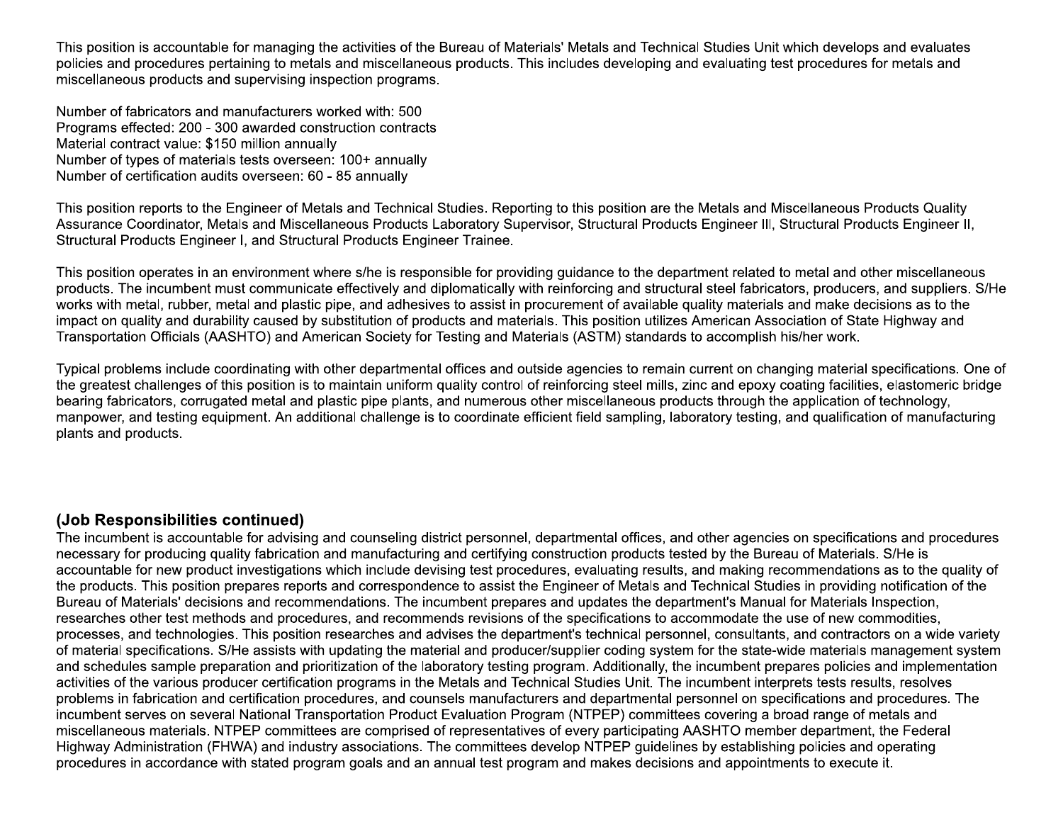This position is accountable for managing the activities of the Bureau of Materials' Metals and Technical Studies Unit which develops and evaluates policies and procedures pertaining to metals and miscellaneous products. This includes developing and evaluating test procedures for metals and miscellaneous products and supervising inspection programs.

Number of fabricators and manufacturers worked with: 500
Programs effected: 200 - 300 awarded construction contracts
Material contract value: $150 million annually
Number of types of materials tests overseen: 100+ annually
Number of certification audits overseen: 60 - 85 annually

This position reports to the Engineer of Metals and Technical Studies. Reporting to this position are the Metals and Miscellaneous Products Quality Assurance Coordinator, Metals and Miscellaneous Products Laboratory Supervisor, Structural Products Engineer III, Structural Products Engineer II, Structural Products Engineer I, and Structural Products Engineer Trainee.

This position operates in an environment where s/he is responsible for providing guidance to the department related to metal and other miscellaneous products. The incumbent must communicate effectively and diplomatically with reinforcing and structural steel fabricators, producers, and suppliers. S/He works with metal, rubber, metal and plastic pipe, and adhesives to assist in procurement of available quality materials and make decisions as to the impact on quality and durability caused by substitution of products and materials. This position utilizes American Association of State Highway and Transportation Officials (AASHTO) and American Society for Testing and Materials (ASTM) standards to accomplish his/her work.

Typical problems include coordinating with other departmental offices and outside agencies to remain current on changing material specifications. One of the greatest challenges of this position is to maintain uniform quality control of reinforcing steel mills, zinc and epoxy coating facilities, elastomeric bridge bearing fabricators, corrugated metal and plastic pipe plants, and numerous other miscellaneous products through the application of technology, manpower, and testing equipment. An additional challenge is to coordinate efficient field sampling, laboratory testing, and qualification of manufacturing plants and products.

### (Job Responsibilities continued)

The incumbent is accountable for advising and counseling district personnel, departmental offices, and other agencies on specifications and procedures necessary for producing quality fabrication and manufacturing and certifying construction products tested by the Bureau of Materials. S/He is accountable for new product investigations which include devising test procedures, evaluating results, and making recommendations as to the quality of the products. This position prepares reports and correspondence to assist the Engineer of Metals and Technical Studies in providing notification of the Bureau of Materials' decisions and recommendations. The incumbent prepares and updates the department's Manual for Materials Inspection, researches other test methods and procedures, and recommends revisions of the specifications to accommodate the use of new commodities, processes, and technologies. This position researches and advises the department's technical personnel, consultants, and contractors on a wide variety of material specifications. S/He assists with updating the material and producer/supplier coding system for the state-wide materials management system and schedules sample preparation and prioritization of the laboratory testing program. Additionally, the incumbent prepares policies and implementation activities of the various producer certification programs in the Metals and Technical Studies Unit. The incumbent interprets tests results, resolves problems in fabrication and certification procedures, and counsels manufacturers and departmental personnel on specifications and procedures. The incumbent serves on several National Transportation Product Evaluation Program (NTPEP) committees covering a broad range of metals and miscellaneous materials. NTPEP committees are comprised of representatives of every participating AASHTO member department, the Federal Highway Administration (FHWA) and industry associations. The committees develop NTPEP guidelines by establishing policies and operating procedures in accordance with stated program goals and an annual test program and makes decisions and appointments to execute it.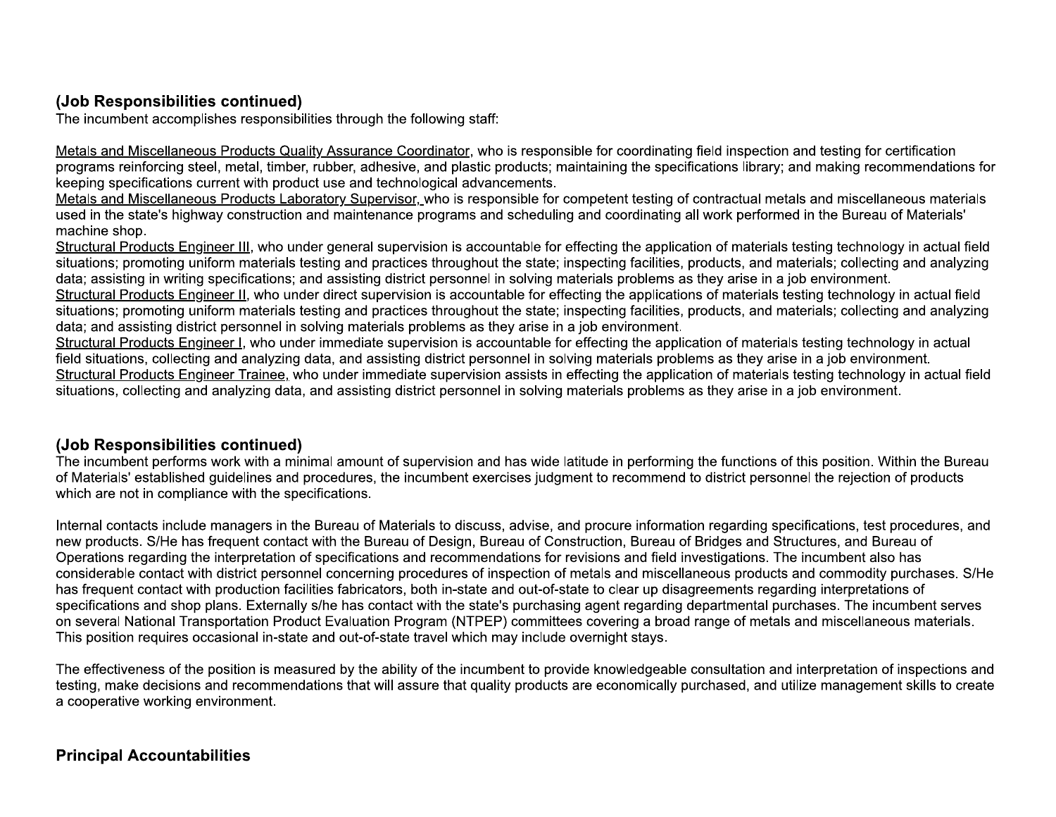### (Job Responsibilities continued)

The incumbent accomplishes responsibilities through the following staff:

Metals and Miscellaneous Products Quality Assurance Coordinator, who is responsible for coordinating field inspection and testing for certification programs reinforcing steel, metal, timber, rubber, adhesive, and plastic products; maintaining the specifications library; and making recommendations for keeping specifications current with product use and technological advancements.
Metals and Miscellaneous Products Laboratory Supervisor, who is responsible for competent testing of contractual metals and miscellaneous materials used in the state's highway construction and maintenance programs and scheduling and coordinating all work performed in the Bureau of Materials' machine shop.
Structural Products Engineer III, who under general supervision is accountable for effecting the application of materials testing technology in actual field situations; promoting uniform materials testing and practices throughout the state; inspecting facilities, products, and materials; collecting and analyzing data; assisting in writing specifications; and assisting district personnel in solving materials problems as they arise in a job environment.
Structural Products Engineer II, who under direct supervision is accountable for effecting the applications of materials testing technology in actual field situations; promoting uniform materials testing and practices throughout the state; inspecting facilities, products, and materials; collecting and analyzing data; and assisting district personnel in solving materials problems as they arise in a job environment.
Structural Products Engineer I, who under immediate supervision is accountable for effecting the application of materials testing technology in actual field situations, collecting and analyzing data, and assisting district personnel in solving materials problems as they arise in a job environment.
Structural Products Engineer Trainee, who under immediate supervision assists in effecting the application of materials testing technology in actual field situations, collecting and analyzing data, and assisting district personnel in solving materials problems as they arise in a job environment.

### (Job Responsibilities continued)

The incumbent performs work with a minimal amount of supervision and has wide latitude in performing the functions of this position. Within the Bureau of Materials' established guidelines and procedures, the incumbent exercises judgment to recommend to district personnel the rejection of products which are not in compliance with the specifications.

Internal contacts include managers in the Bureau of Materials to discuss, advise, and procure information regarding specifications, test procedures, and new products. S/He has frequent contact with the Bureau of Design, Bureau of Construction, Bureau of Bridges and Structures, and Bureau of Operations regarding the interpretation of specifications and recommendations for revisions and field investigations. The incumbent also has considerable contact with district personnel concerning procedures of inspection of metals and miscellaneous products and commodity purchases. S/He has frequent contact with production facilities fabricators, both in-state and out-of-state to clear up disagreements regarding interpretations of specifications and shop plans. Externally s/he has contact with the state's purchasing agent regarding departmental purchases. The incumbent serves on several National Transportation Product Evaluation Program (NTPEP) committees covering a broad range of metals and miscellaneous materials. This position requires occasional in-state and out-of-state travel which may include overnight stays.

The effectiveness of the position is measured by the ability of the incumbent to provide knowledgeable consultation and interpretation of inspections and testing, make decisions and recommendations that will assure that quality products are economically purchased, and utilize management skills to create a cooperative working environment.

### Principal Accountabilities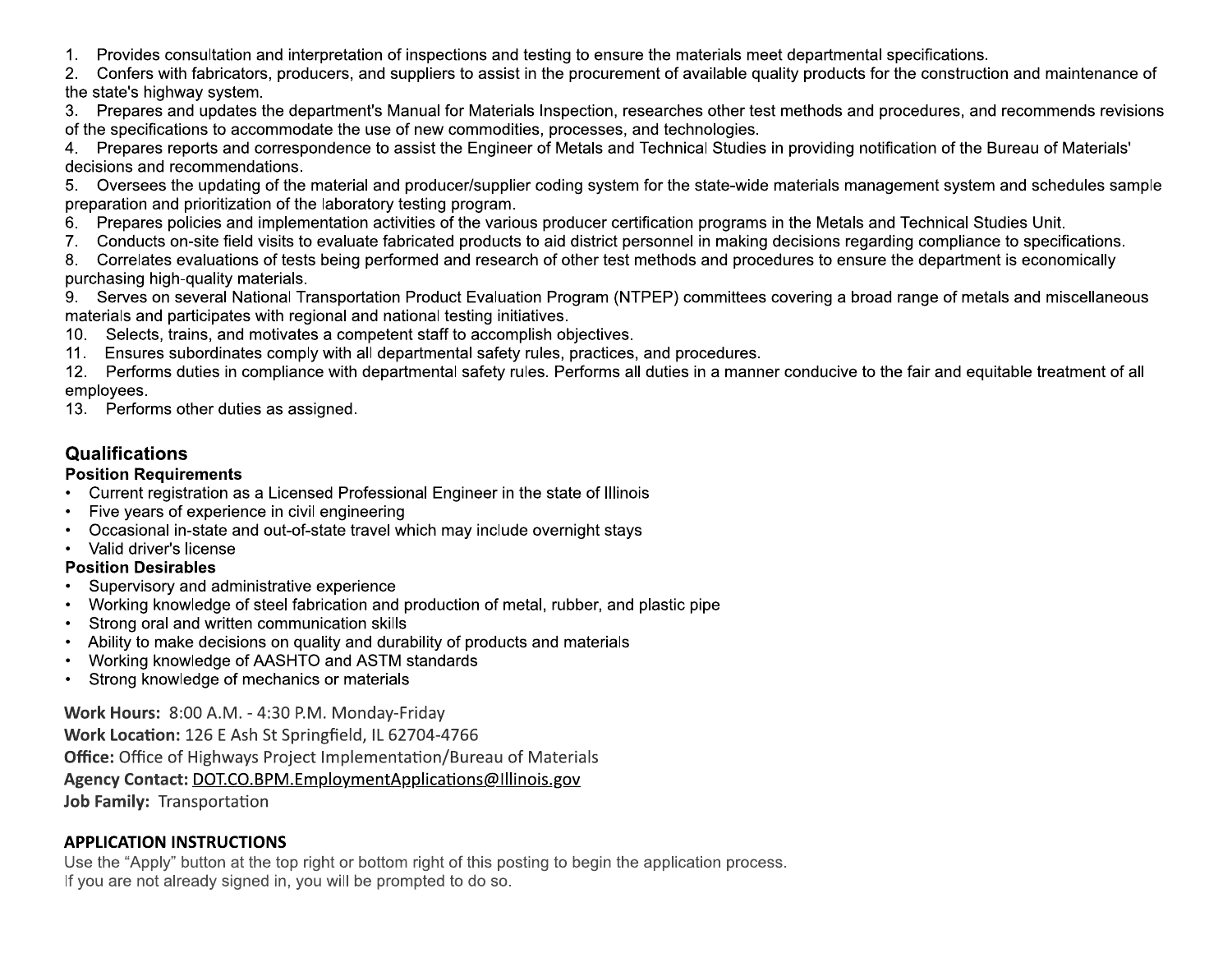1. Provides consultation and interpretation of inspections and testing to ensure the materials meet departmental specifications.
2. Confers with fabricators, producers, and suppliers to assist in the procurement of available quality products for the construction and maintenance of the state's highway system.
3. Prepares and updates the department's Manual for Materials Inspection, researches other test methods and procedures, and recommends revisions of the specifications to accommodate the use of new commodities, processes, and technologies.
4. Prepares reports and correspondence to assist the Engineer of Metals and Technical Studies in providing notification of the Bureau of Materials' decisions and recommendations.
5. Oversees the updating of the material and producer/supplier coding system for the state-wide materials management system and schedules sample preparation and prioritization of the laboratory testing program.
6. Prepares policies and implementation activities of the various producer certification programs in the Metals and Technical Studies Unit.
7. Conducts on-site field visits to evaluate fabricated products to aid district personnel in making decisions regarding compliance to specifications.
8. Correlates evaluations of tests being performed and research of other test methods and procedures to ensure the department is economically purchasing high-quality materials.
9. Serves on several National Transportation Product Evaluation Program (NTPEP) committees covering a broad range of metals and miscellaneous materials and participates with regional and national testing initiatives.
10. Selects, trains, and motivates a competent staff to accomplish objectives.
11. Ensures subordinates comply with all departmental safety rules, practices, and procedures.
12. Performs duties in compliance with departmental safety rules. Performs all duties in a manner conducive to the fair and equitable treatment of all employees.
13. Performs other duties as assigned.

## Qualifications

### Position Requirements

- Current registration as a Licensed Professional Engineer in the state of Illinois
- Five years of experience in civil engineering
- Occasional in-state and out-of-state travel which may include overnight stays
- Valid driver's license

### Position Desirables

- Supervisory and administrative experience
- Working knowledge of steel fabrication and production of metal, rubber, and plastic pipe
- Strong oral and written communication skills
- Ability to make decisions on quality and durability of products and materials
- Working knowledge of AASHTO and ASTM standards
- Strong knowledge of mechanics or materials

**Work Hours:** 8:00 A.M. - 4:30 P.M. Monday-Friday
**Work Location:** 126 E Ash St Springfield, IL 62704-4766
**Office:** Office of Highways Project Implementation/Bureau of Materials
**Agency Contact:** DOT.CO.BPM.EmploymentApplications@Illinois.gov
**Job Family:** Transportation

### APPLICATION INSTRUCTIONS

Use the "Apply" button at the top right or bottom right of this posting to begin the application process.
If you are not already signed in, you will be prompted to do so.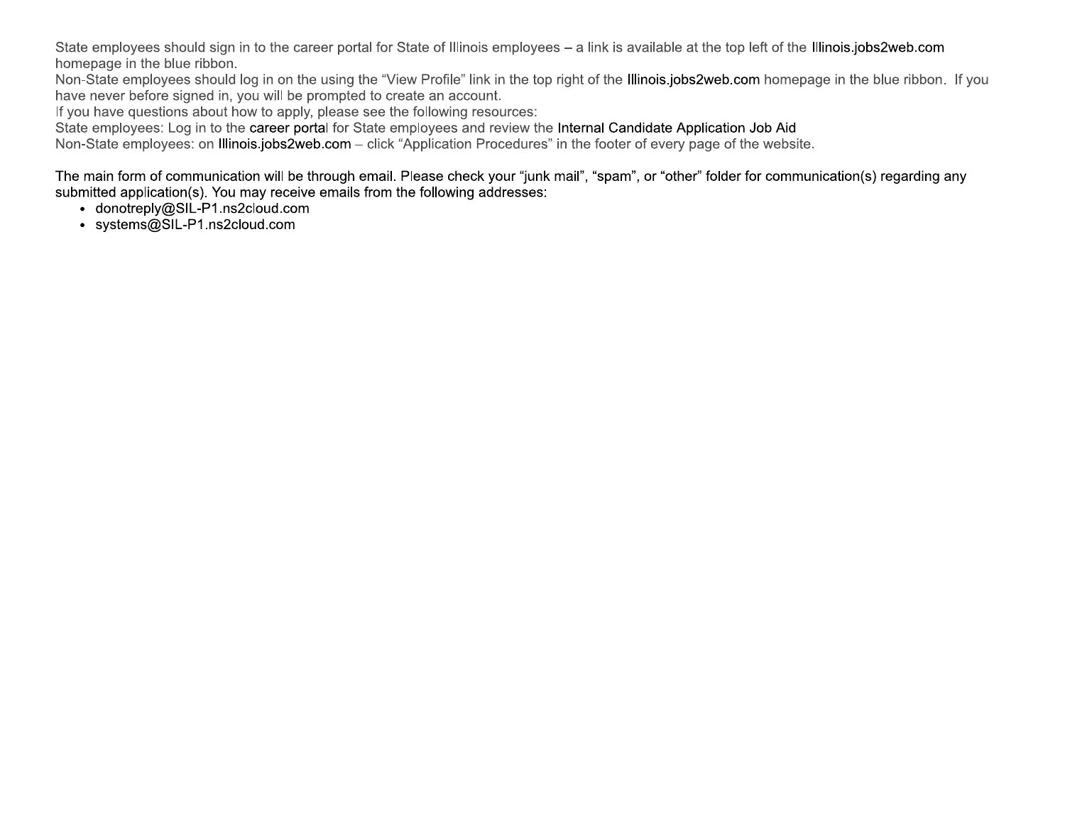State employees should sign in to the career portal for State of Illinois employees – a link is available at the top left of the Illinois.jobs2web.com homepage in the blue ribbon.
Non-State employees should log in on the using the “View Profile” link in the top right of the Illinois.jobs2web.com homepage in the blue ribbon. If you have never before signed in, you will be prompted to create an account.
If you have questions about how to apply, please see the following resources:
State employees: Log in to the career portal for State employees and review the Internal Candidate Application Job Aid
Non-State employees: on Illinois.jobs2web.com – click “Application Procedures” in the footer of every page of the website.

The main form of communication will be through email. Please check your “junk mail”, “spam”, or “other” folder for communication(s) regarding any submitted application(s). You may receive emails from the following addresses:

- donotreply@SIL-P1.ns2cloud.com
- systems@SIL-P1.ns2cloud.com